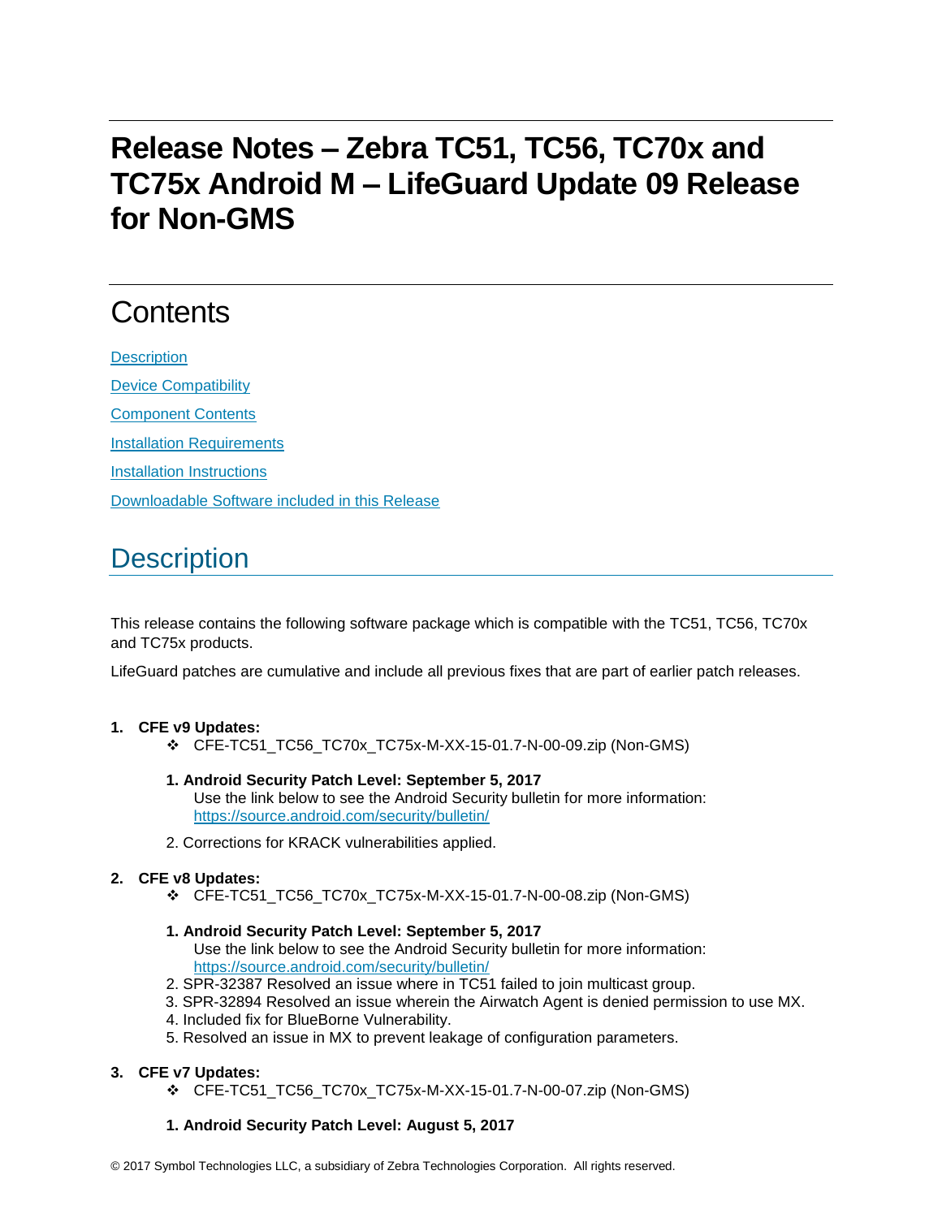# Release Notes – Zebra TC51, TC56, TC70x and TC75x Android M – LifeGuard Update 09 Release for Non-GMS

## Contents

[Description](#description)

[Device Compatibility](#device-compatibility)

[Component Contents](#component-contents)

[Installation Requirements](#installation-requirements)

[Installation Instructions](#installation-instructions)

[Downloadable Software included in this Release](#downloadable-software-included-in-this-release)

## Description

This release contains the following software package which is compatible with the TC51, TC56, TC70x and TC75x products.

LifeGuard patches are cumulative and include all previous fixes that are part of earlier patch releases.

1. **CFE v9 Updates:**
   - ❖ CFE-TC51_TC56_TC70x_TC75x-M-XX-15-01.7-N-00-09.zip (Non-GMS)

     1. **Android Security Patch Level: September 5, 2017**
        Use the link below to see the Android Security bulletin for more information: [https://source.android.com/security/bulletin/](https://source.android.com/security/bulletin/)
     2. Corrections for KRACK vulnerabilities applied.

2. **CFE v8 Updates:**
   - ❖ CFE-TC51_TC56_TC70x_TC75x-M-XX-15-01.7-N-00-08.zip (Non-GMS)

     1. **Android Security Patch Level: September 5, 2017**
        Use the link below to see the Android Security bulletin for more information: [https://source.android.com/security/bulletin/](https://source.android.com/security/bulletin/)
     2. SPR-32387 Resolved an issue where in TC51 failed to join multicast group.
     3. SPR-32894 Resolved an issue wherein the Airwatch Agent is denied permission to use MX.
     4. Included fix for BlueBorne Vulnerability.
     5. Resolved an issue in MX to prevent leakage of configuration parameters.

3. **CFE v7 Updates:**
   - ❖ CFE-TC51_TC56_TC70x_TC75x-M-XX-15-01.7-N-00-07.zip (Non-GMS)

     1. **Android Security Patch Level: August 5, 2017**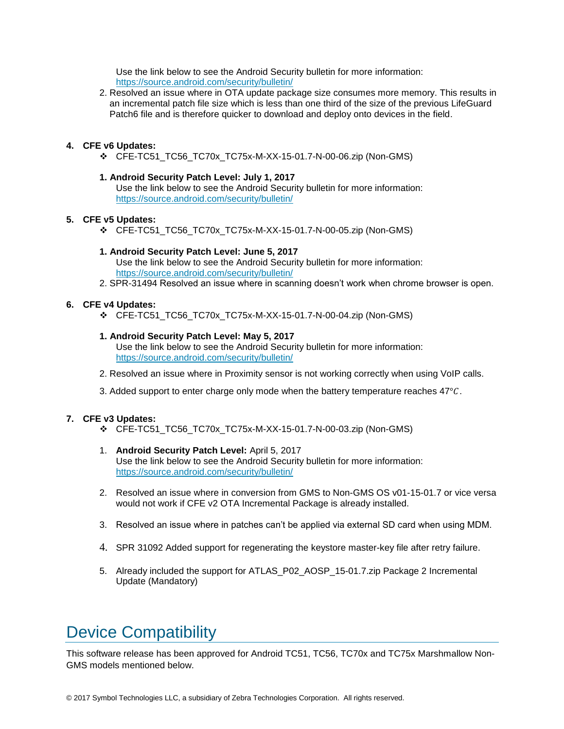Use the link below to see the Android Security bulletin for more information: https://source.android.com/security/bulletin/

2. Resolved an issue where in OTA update package size consumes more memory. This results in an incremental patch file size which is less than one third of the size of the previous LifeGuard Patch6 file and is therefore quicker to download and deploy onto devices in the field.

4. **CFE v6 Updates:**
   - ❖ CFE-TC51_TC56_TC70x_TC75x-M-XX-15-01.7-N-00-06.zip (Non-GMS)

   1. **Android Security Patch Level: July 1, 2017**
      Use the link below to see the Android Security bulletin for more information: https://source.android.com/security/bulletin/

5. **CFE v5 Updates:**
   - ❖ CFE-TC51_TC56_TC70x_TC75x-M-XX-15-01.7-N-00-05.zip (Non-GMS)

   1. **Android Security Patch Level: June 5, 2017**
      Use the link below to see the Android Security bulletin for more information: https://source.android.com/security/bulletin/
   2. SPR-31494 Resolved an issue where in scanning doesn't work when chrome browser is open.

6. **CFE v4 Updates:**
   - ❖ CFE-TC51_TC56_TC70x_TC75x-M-XX-15-01.7-N-00-04.zip (Non-GMS)

   1. **Android Security Patch Level: May 5, 2017**
      Use the link below to see the Android Security bulletin for more information: https://source.android.com/security/bulletin/
   2. Resolved an issue where in Proximity sensor is not working correctly when using VoIP calls.
   3. Added support to enter charge only mode when the battery temperature reaches 47$°C$.

7. **CFE v3 Updates:**
   - ❖ CFE-TC51_TC56_TC70x_TC75x-M-XX-15-01.7-N-00-03.zip (Non-GMS)

   1. **Android Security Patch Level:** April 5, 2017
      Use the link below to see the Android Security bulletin for more information: https://source.android.com/security/bulletin/
   2. Resolved an issue where in conversion from GMS to Non-GMS OS v01-15-01.7 or vice versa would not work if CFE v2 OTA Incremental Package is already installed.
   3. Resolved an issue where in patches can't be applied via external SD card when using MDM.
   4. SPR 31092 Added support for regenerating the keystore master-key file after retry failure.
   5. Already included the support for ATLAS_P02_AOSP_15-01.7.zip Package 2 Incremental Update (Mandatory)

# Device Compatibility

This software release has been approved for Android TC51, TC56, TC70x and TC75x Marshmallow Non-GMS models mentioned below.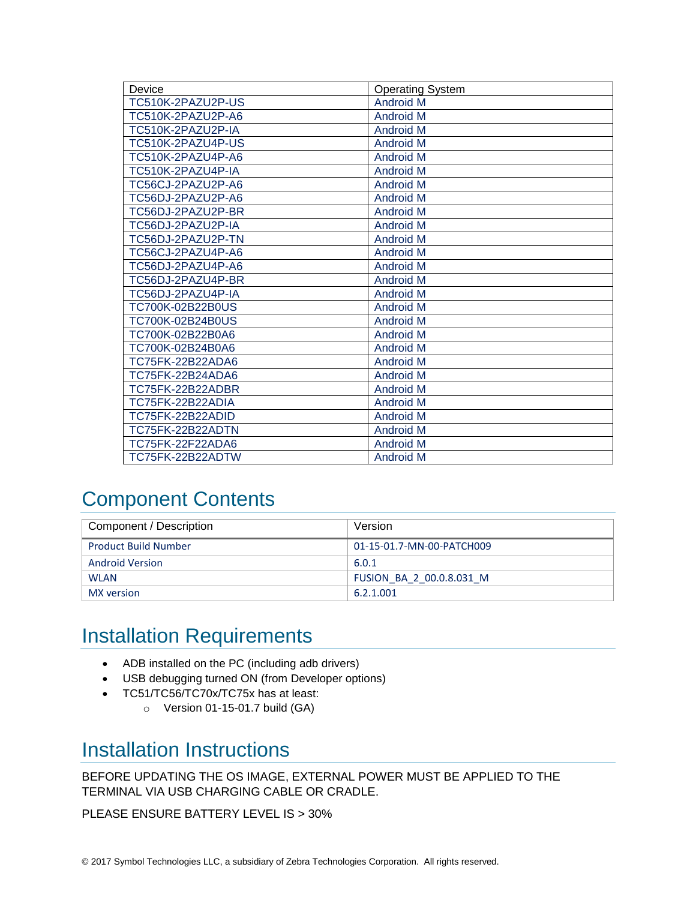| Device | Operating System |
| --- | --- |
| TC510K-2PAZU2P-US | Android M |
| TC510K-2PAZU2P-A6 | Android M |
| TC510K-2PAZU2P-IA | Android M |
| TC510K-2PAZU4P-US | Android M |
| TC510K-2PAZU4P-A6 | Android M |
| TC510K-2PAZU4P-IA | Android M |
| TC56CJ-2PAZU2P-A6 | Android M |
| TC56DJ-2PAZU2P-A6 | Android M |
| TC56DJ-2PAZU2P-BR | Android M |
| TC56DJ-2PAZU2P-IA | Android M |
| TC56DJ-2PAZU2P-TN | Android M |
| TC56CJ-2PAZU4P-A6 | Android M |
| TC56DJ-2PAZU4P-A6 | Android M |
| TC56DJ-2PAZU4P-BR | Android M |
| TC56DJ-2PAZU4P-IA | Android M |
| TC700K-02B22B0US | Android M |
| TC700K-02B24B0US | Android M |
| TC700K-02B22B0A6 | Android M |
| TC700K-02B24B0A6 | Android M |
| TC75FK-22B22ADA6 | Android M |
| TC75FK-22B24ADA6 | Android M |
| TC75FK-22B22ADBR | Android M |
| TC75FK-22B22ADIA | Android M |
| TC75FK-22B22ADID | Android M |
| TC75FK-22B22ADTN | Android M |
| TC75FK-22F22ADA6 | Android M |
| TC75FK-22B22ADTW | Android M |

# Component Contents

| Component / Description | Version |
| --- | --- |
| Product Build Number | 01-15-01.7-MN-00-PATCH009 |
| Android Version | 6.0.1 |
| WLAN | FUSION_BA_2_00.0.8.031_M |
| MX version | 6.2.1.001 |

# Installation Requirements

- ADB installed on the PC (including adb drivers)
- USB debugging turned ON (from Developer options)
- TC51/TC56/TC70x/TC75x has at least:
  - Version 01-15-01.7 build (GA)

# Installation Instructions

BEFORE UPDATING THE OS IMAGE, EXTERNAL POWER MUST BE APPLIED TO THE TERMINAL VIA USB CHARGING CABLE OR CRADLE.

PLEASE ENSURE BATTERY LEVEL IS > 30%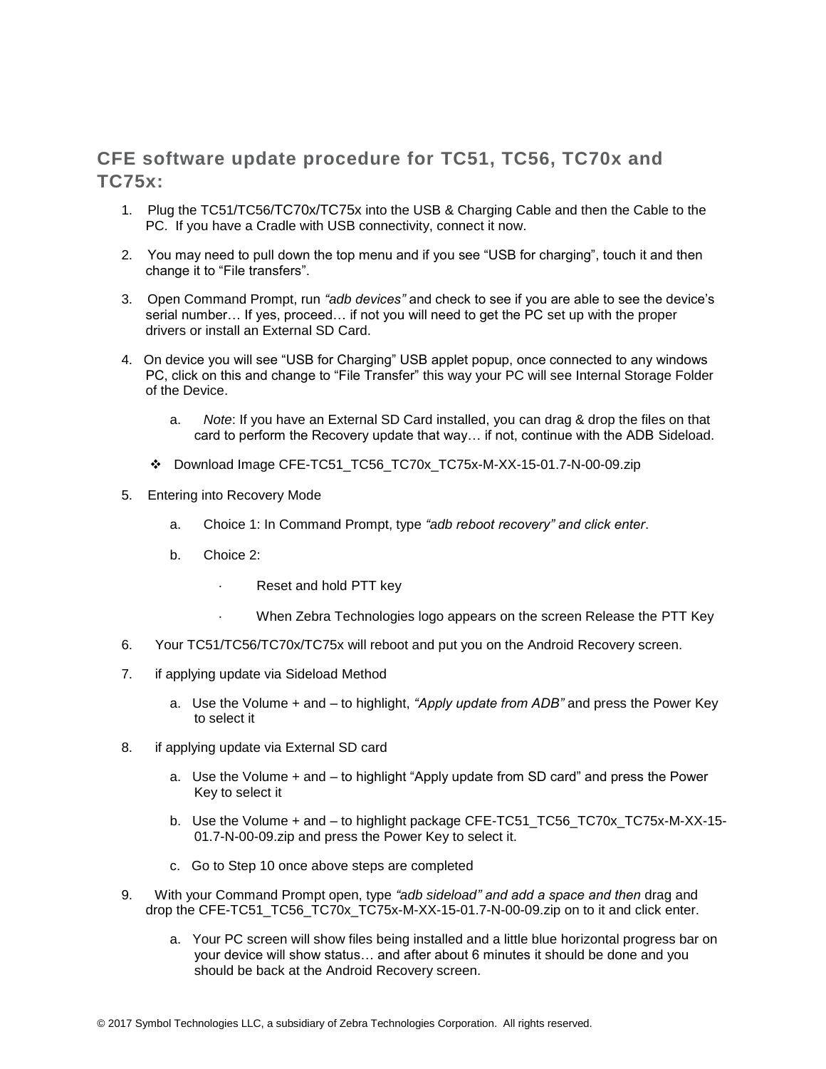## CFE software update procedure for TC51, TC56, TC70x and TC75x:

1. Plug the TC51/TC56/TC70x/TC75x into the USB & Charging Cable and then the Cable to the PC. If you have a Cradle with USB connectivity, connect it now.

2. You may need to pull down the top menu and if you see "USB for charging", touch it and then change it to "File transfers".

3. Open Command Prompt, run *"adb devices"* and check to see if you are able to see the device's serial number… If yes, proceed… if not you will need to get the PC set up with the proper drivers or install an External SD Card.

4. On device you will see "USB for Charging" USB applet popup, once connected to any windows PC, click on this and change to "File Transfer" this way your PC will see Internal Storage Folder of the Device.

    a. *Note*: If you have an External SD Card installed, you can drag & drop the files on that card to perform the Recovery update that way… if not, continue with the ADB Sideload.

- Download Image CFE-TC51_TC56_TC70x_TC75x-M-XX-15-01.7-N-00-09.zip

5. Entering into Recovery Mode

    a. Choice 1: In Command Prompt, type *"adb reboot recovery" and click enter*.

    b. Choice 2:

        - Reset and hold PTT key
        - When Zebra Technologies logo appears on the screen Release the PTT Key

6. Your TC51/TC56/TC70x/TC75x will reboot and put you on the Android Recovery screen.

7. if applying update via Sideload Method

    a. Use the Volume + and – to highlight, *"Apply update from ADB"* and press the Power Key to select it

8. if applying update via External SD card

    a. Use the Volume + and – to highlight "Apply update from SD card" and press the Power Key to select it

    b. Use the Volume + and – to highlight package CFE-TC51_TC56_TC70x_TC75x-M-XX-15-01.7-N-00-09.zip and press the Power Key to select it.

    c. Go to Step 10 once above steps are completed

9. With your Command Prompt open, type *"adb sideload" and add a space and then* drag and drop the CFE-TC51_TC56_TC70x_TC75x-M-XX-15-01.7-N-00-09.zip on to it and click enter.

    a. Your PC screen will show files being installed and a little blue horizontal progress bar on your device will show status… and after about 6 minutes it should be done and you should be back at the Android Recovery screen.

© 2017 Symbol Technologies LLC, a subsidiary of Zebra Technologies Corporation. All rights reserved.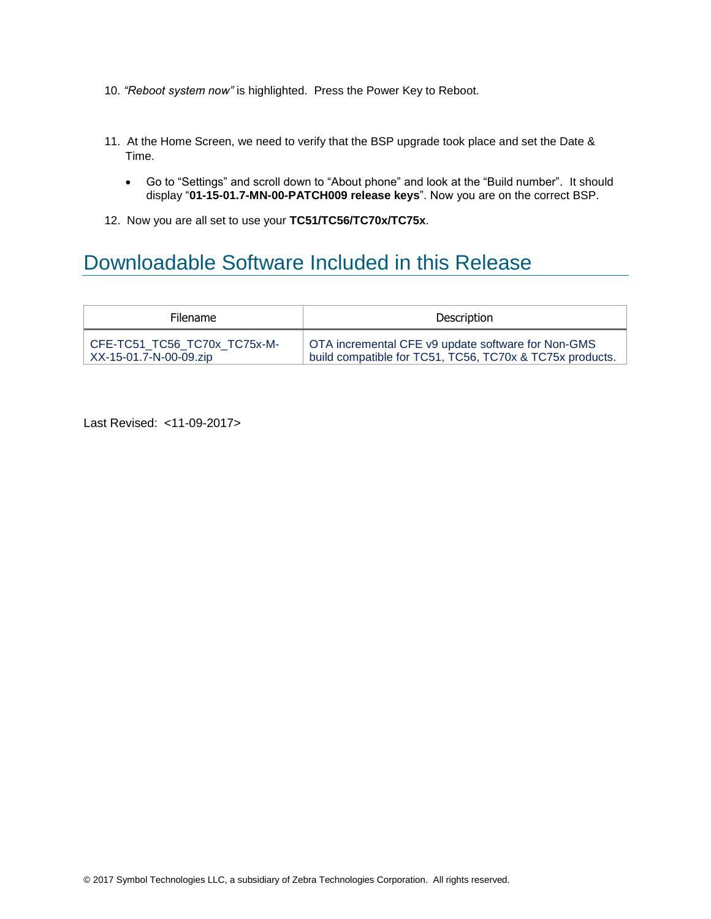10. *"Reboot system now"* is highlighted. Press the Power Key to Reboot.

11. At the Home Screen, we need to verify that the BSP upgrade took place and set the Date & Time.

    - Go to "Settings" and scroll down to "About phone" and look at the "Build number". It should display "**01-15-01.7-MN-00-PATCH009 release keys**". Now you are on the correct BSP.

12. Now you are all set to use your **TC51/TC56/TC70x/TC75x**.

## Downloadable Software Included in this Release

| Filename | Description |
| --- | --- |
| CFE-TC51_TC56_TC70x_TC75x-M-XX-15-01.7-N-00-09.zip | OTA incremental CFE v9 update software for Non-GMS build compatible for TC51, TC56, TC70x & TC75x products. |

Last Revised: <11-09-2017>

© 2017 Symbol Technologies LLC, a subsidiary of Zebra Technologies Corporation. All rights reserved.